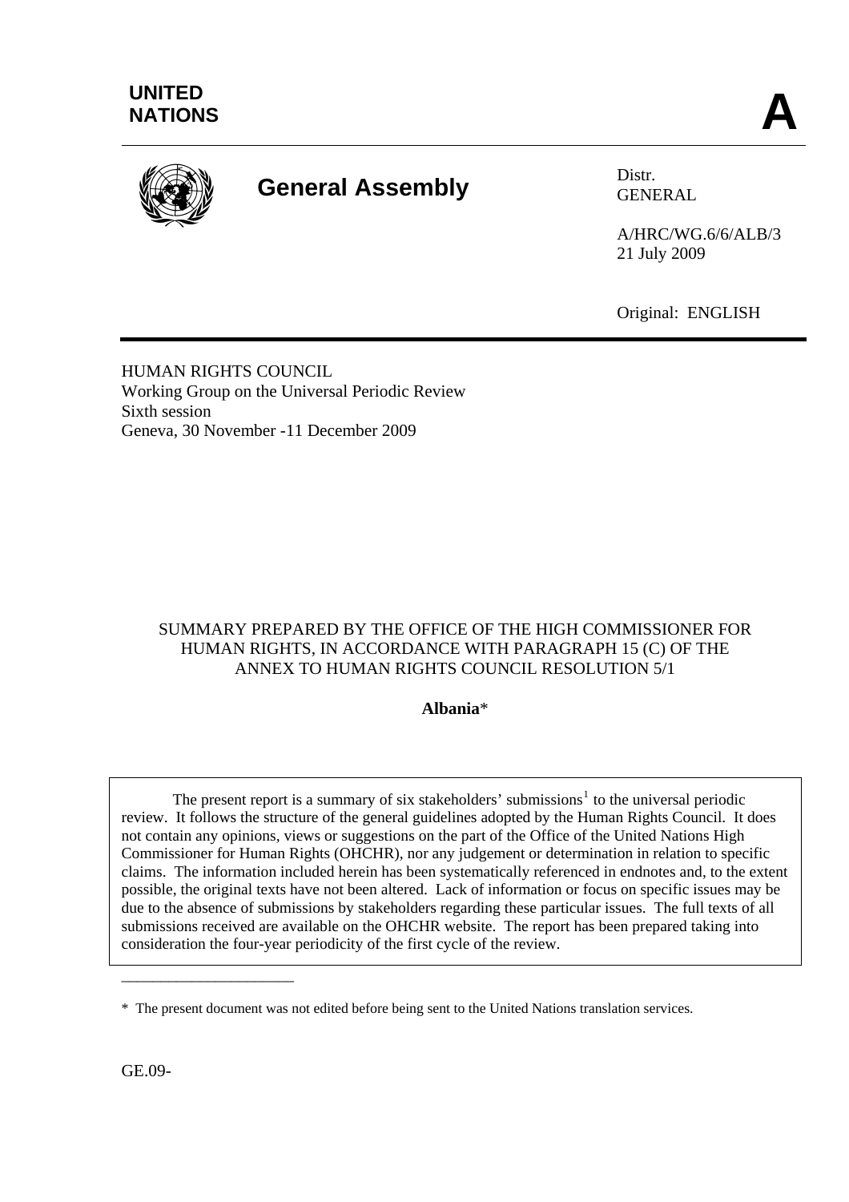UNITED NATIONS **A**

# General Assembly

Distr.
GENERAL

A/HRC/WG.6/6/ALB/3
21 July 2009

Original: ENGLISH

HUMAN RIGHTS COUNCIL
Working Group on the Universal Periodic Review
Sixth session
Geneva, 30 November -11 December 2009

SUMMARY PREPARED BY THE OFFICE OF THE HIGH COMMISSIONER FOR HUMAN RIGHTS, IN ACCORDANCE WITH PARAGRAPH 15 (C) OF THE ANNEX TO HUMAN RIGHTS COUNCIL RESOLUTION 5/1

**Albania***

The present report is a summary of six stakeholders' submissions[1] to the universal periodic review. It follows the structure of the general guidelines adopted by the Human Rights Council. It does not contain any opinions, views or suggestions on the part of the Office of the United Nations High Commissioner for Human Rights (OHCHR), nor any judgement or determination in relation to specific claims. The information included herein has been systematically referenced in endnotes and, to the extent possible, the original texts have not been altered. Lack of information or focus on specific issues may be due to the absence of submissions by stakeholders regarding these particular issues. The full texts of all submissions received are available on the OHCHR website. The report has been prepared taking into consideration the four-year periodicity of the first cycle of the review.

\* The present document was not edited before being sent to the United Nations translation services.

GE.09-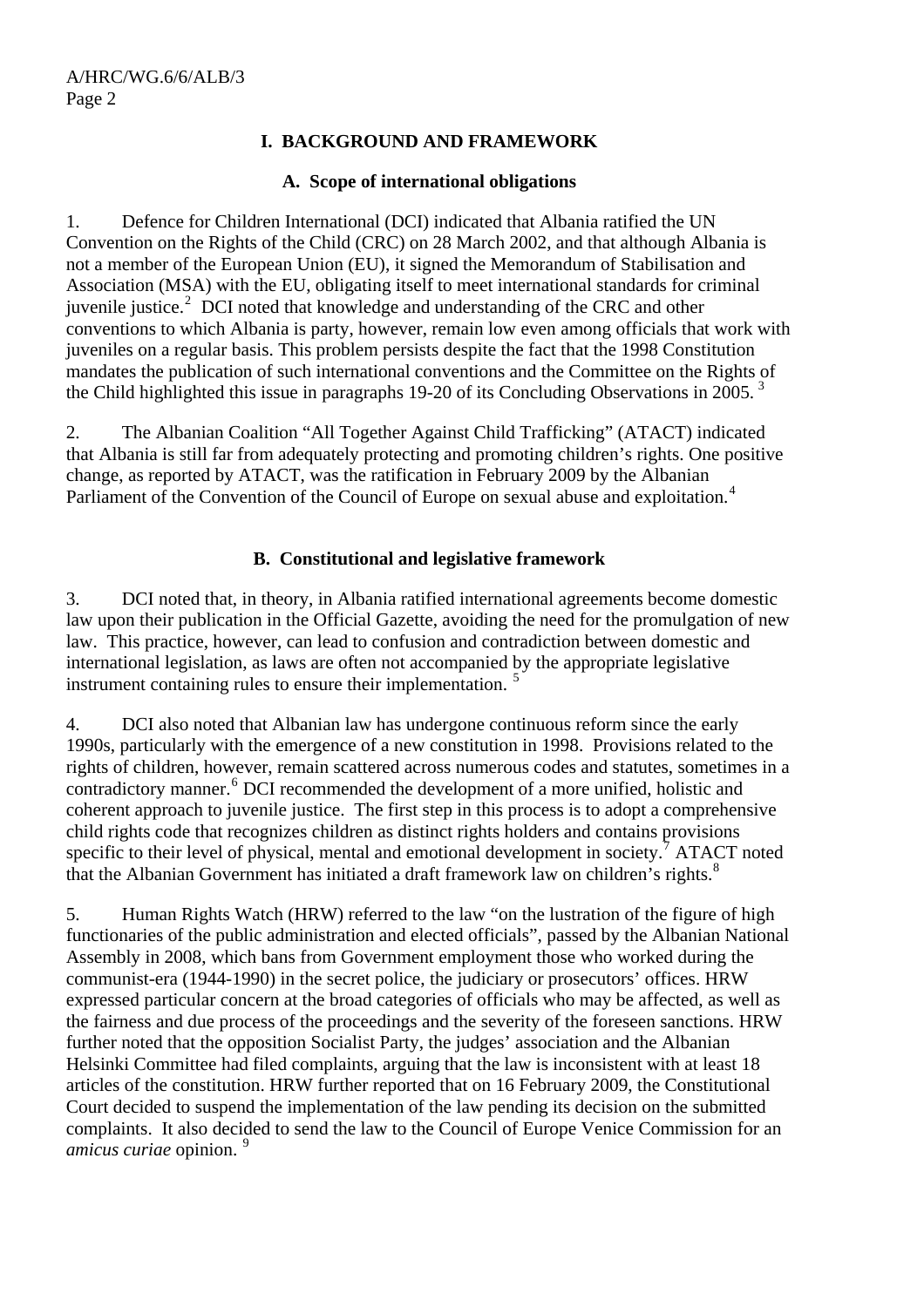# I. BACKGROUND AND FRAMEWORK

## A. Scope of international obligations

1. Defence for Children International (DCI) indicated that Albania ratified the UN Convention on the Rights of the Child (CRC) on 28 March 2002, and that although Albania is not a member of the European Union (EU), it signed the Memorandum of Stabilisation and Association (MSA) with the EU, obligating itself to meet international standards for criminal juvenile justice.[2] DCI noted that knowledge and understanding of the CRC and other conventions to which Albania is party, however, remain low even among officials that work with juveniles on a regular basis. This problem persists despite the fact that the 1998 Constitution mandates the publication of such international conventions and the Committee on the Rights of the Child highlighted this issue in paragraphs 19-20 of its Concluding Observations in 2005.[3]

2. The Albanian Coalition "All Together Against Child Trafficking" (ATACT) indicated that Albania is still far from adequately protecting and promoting children's rights. One positive change, as reported by ATACT, was the ratification in February 2009 by the Albanian Parliament of the Convention of the Council of Europe on sexual abuse and exploitation.[4]

## B. Constitutional and legislative framework

3. DCI noted that, in theory, in Albania ratified international agreements become domestic law upon their publication in the Official Gazette, avoiding the need for the promulgation of new law. This practice, however, can lead to confusion and contradiction between domestic and international legislation, as laws are often not accompanied by the appropriate legislative instrument containing rules to ensure their implementation.[5]

4. DCI also noted that Albanian law has undergone continuous reform since the early 1990s, particularly with the emergence of a new constitution in 1998. Provisions related to the rights of children, however, remain scattered across numerous codes and statutes, sometimes in a contradictory manner.[6] DCI recommended the development of a more unified, holistic and coherent approach to juvenile justice. The first step in this process is to adopt a comprehensive child rights code that recognizes children as distinct rights holders and contains provisions specific to their level of physical, mental and emotional development in society.[7] ATACT noted that the Albanian Government has initiated a draft framework law on children's rights.[8]

5. Human Rights Watch (HRW) referred to the law "on the lustration of the figure of high functionaries of the public administration and elected officials", passed by the Albanian National Assembly in 2008, which bans from Government employment those who worked during the communist-era (1944-1990) in the secret police, the judiciary or prosecutors' offices. HRW expressed particular concern at the broad categories of officials who may be affected, as well as the fairness and due process of the proceedings and the severity of the foreseen sanctions. HRW further noted that the opposition Socialist Party, the judges' association and the Albanian Helsinki Committee had filed complaints, arguing that the law is inconsistent with at least 18 articles of the constitution. HRW further reported that on 16 February 2009, the Constitutional Court decided to suspend the implementation of the law pending its decision on the submitted complaints. It also decided to send the law to the Council of Europe Venice Commission for an *amicus curiae* opinion.[9]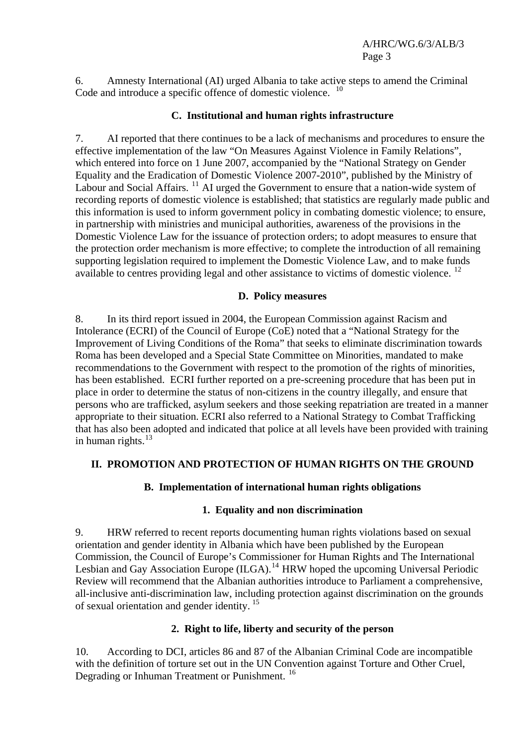6. Amnesty International (AI) urged Albania to take active steps to amend the Criminal Code and introduce a specific offence of domestic violence. [10]

### C. Institutional and human rights infrastructure

7. AI reported that there continues to be a lack of mechanisms and procedures to ensure the effective implementation of the law "On Measures Against Violence in Family Relations", which entered into force on 1 June 2007, accompanied by the "National Strategy on Gender Equality and the Eradication of Domestic Violence 2007-2010", published by the Ministry of Labour and Social Affairs. [11] AI urged the Government to ensure that a nation-wide system of recording reports of domestic violence is established; that statistics are regularly made public and this information is used to inform government policy in combating domestic violence; to ensure, in partnership with ministries and municipal authorities, awareness of the provisions in the Domestic Violence Law for the issuance of protection orders; to adopt measures to ensure that the protection order mechanism is more effective; to complete the introduction of all remaining supporting legislation required to implement the Domestic Violence Law, and to make funds available to centres providing legal and other assistance to victims of domestic violence. [12]

### D. Policy measures

8. In its third report issued in 2004, the European Commission against Racism and Intolerance (ECRI) of the Council of Europe (CoE) noted that a "National Strategy for the Improvement of Living Conditions of the Roma" that seeks to eliminate discrimination towards Roma has been developed and a Special State Committee on Minorities, mandated to make recommendations to the Government with respect to the promotion of the rights of minorities, has been established. ECRI further reported on a pre-screening procedure that has been put in place in order to determine the status of non-citizens in the country illegally, and ensure that persons who are trafficked, asylum seekers and those seeking repatriation are treated in a manner appropriate to their situation. ECRI also referred to a National Strategy to Combat Trafficking that has also been adopted and indicated that police at all levels have been provided with training in human rights.[13]

## II. PROMOTION AND PROTECTION OF HUMAN RIGHTS ON THE GROUND

### B. Implementation of international human rights obligations

#### 1. Equality and non discrimination

9. HRW referred to recent reports documenting human rights violations based on sexual orientation and gender identity in Albania which have been published by the European Commission, the Council of Europe's Commissioner for Human Rights and The International Lesbian and Gay Association Europe (ILGA).[14] HRW hoped the upcoming Universal Periodic Review will recommend that the Albanian authorities introduce to Parliament a comprehensive, all-inclusive anti-discrimination law, including protection against discrimination on the grounds of sexual orientation and gender identity. [15]

#### 2. Right to life, liberty and security of the person

10. According to DCI, articles 86 and 87 of the Albanian Criminal Code are incompatible with the definition of torture set out in the UN Convention against Torture and Other Cruel, Degrading or Inhuman Treatment or Punishment. [16]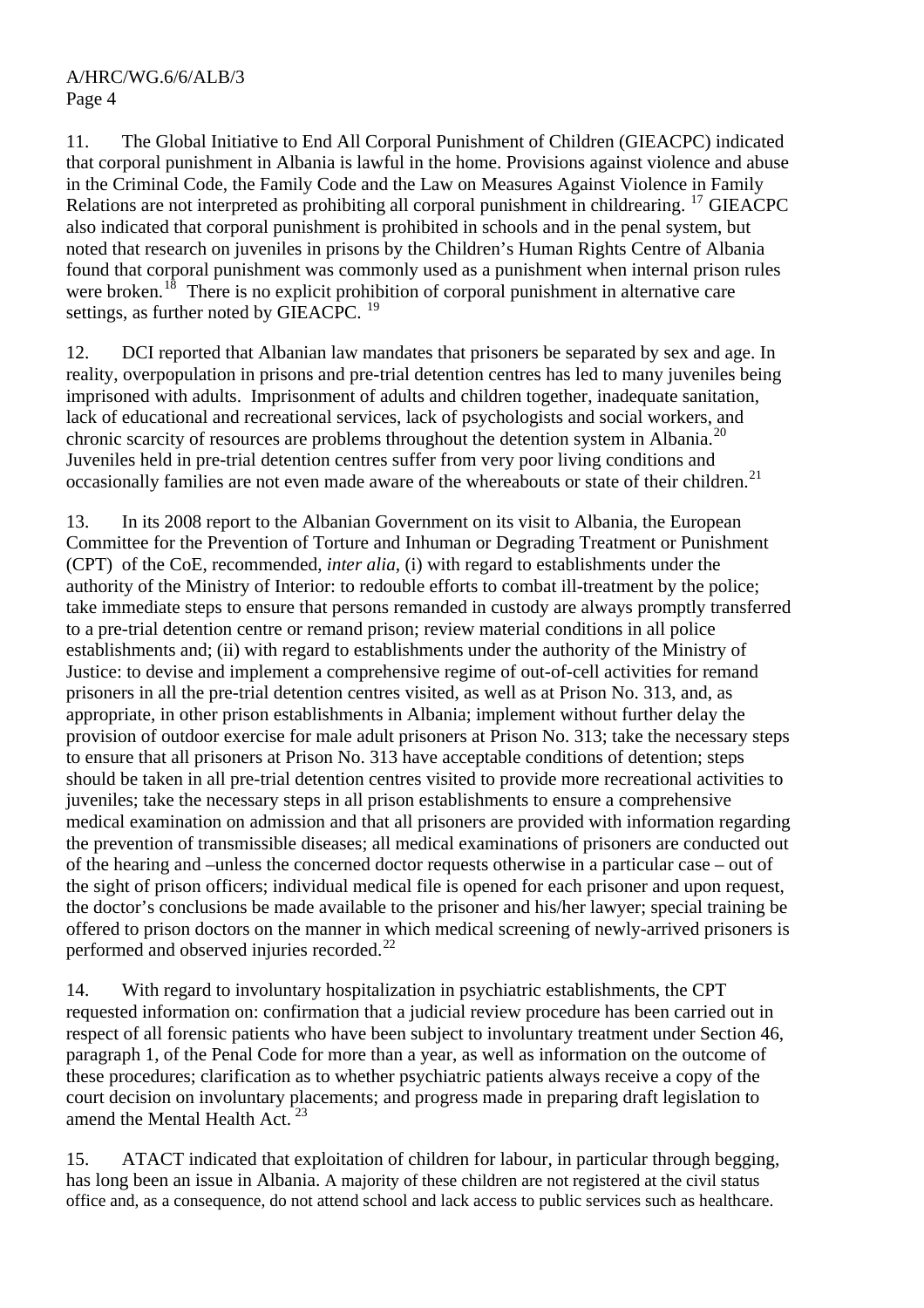11. The Global Initiative to End All Corporal Punishment of Children (GIEACPC) indicated that corporal punishment in Albania is lawful in the home. Provisions against violence and abuse in the Criminal Code, the Family Code and the Law on Measures Against Violence in Family Relations are not interpreted as prohibiting all corporal punishment in childrearing.[17] GIEACPC also indicated that corporal punishment is prohibited in schools and in the penal system, but noted that research on juveniles in prisons by the Children's Human Rights Centre of Albania found that corporal punishment was commonly used as a punishment when internal prison rules were broken.[18] There is no explicit prohibition of corporal punishment in alternative care settings, as further noted by GIEACPC.[19]

12. DCI reported that Albanian law mandates that prisoners be separated by sex and age. In reality, overpopulation in prisons and pre-trial detention centres has led to many juveniles being imprisoned with adults. Imprisonment of adults and children together, inadequate sanitation, lack of educational and recreational services, lack of psychologists and social workers, and chronic scarcity of resources are problems throughout the detention system in Albania.[20] Juveniles held in pre-trial detention centres suffer from very poor living conditions and occasionally families are not even made aware of the whereabouts or state of their children.[21]

13. In its 2008 report to the Albanian Government on its visit to Albania, the European Committee for the Prevention of Torture and Inhuman or Degrading Treatment or Punishment (CPT) of the CoE, recommended, *inter alia*, (i) with regard to establishments under the authority of the Ministry of Interior: to redouble efforts to combat ill-treatment by the police; take immediate steps to ensure that persons remanded in custody are always promptly transferred to a pre-trial detention centre or remand prison; review material conditions in all police establishments and; (ii) with regard to establishments under the authority of the Ministry of Justice: to devise and implement a comprehensive regime of out-of-cell activities for remand prisoners in all the pre-trial detention centres visited, as well as at Prison No. 313, and, as appropriate, in other prison establishments in Albania; implement without further delay the provision of outdoor exercise for male adult prisoners at Prison No. 313; take the necessary steps to ensure that all prisoners at Prison No. 313 have acceptable conditions of detention; steps should be taken in all pre-trial detention centres visited to provide more recreational activities to juveniles; take the necessary steps in all prison establishments to ensure a comprehensive medical examination on admission and that all prisoners are provided with information regarding the prevention of transmissible diseases; all medical examinations of prisoners are conducted out of the hearing and –unless the concerned doctor requests otherwise in a particular case – out of the sight of prison officers; individual medical file is opened for each prisoner and upon request, the doctor's conclusions be made available to the prisoner and his/her lawyer; special training be offered to prison doctors on the manner in which medical screening of newly-arrived prisoners is performed and observed injuries recorded.[22]

14. With regard to involuntary hospitalization in psychiatric establishments, the CPT requested information on: confirmation that a judicial review procedure has been carried out in respect of all forensic patients who have been subject to involuntary treatment under Section 46, paragraph 1, of the Penal Code for more than a year, as well as information on the outcome of these procedures; clarification as to whether psychiatric patients always receive a copy of the court decision on involuntary placements; and progress made in preparing draft legislation to amend the Mental Health Act.[23]

15. ATACT indicated that exploitation of children for labour, in particular through begging, has long been an issue in Albania. A majority of these children are not registered at the civil status office and, as a consequence, do not attend school and lack access to public services such as healthcare.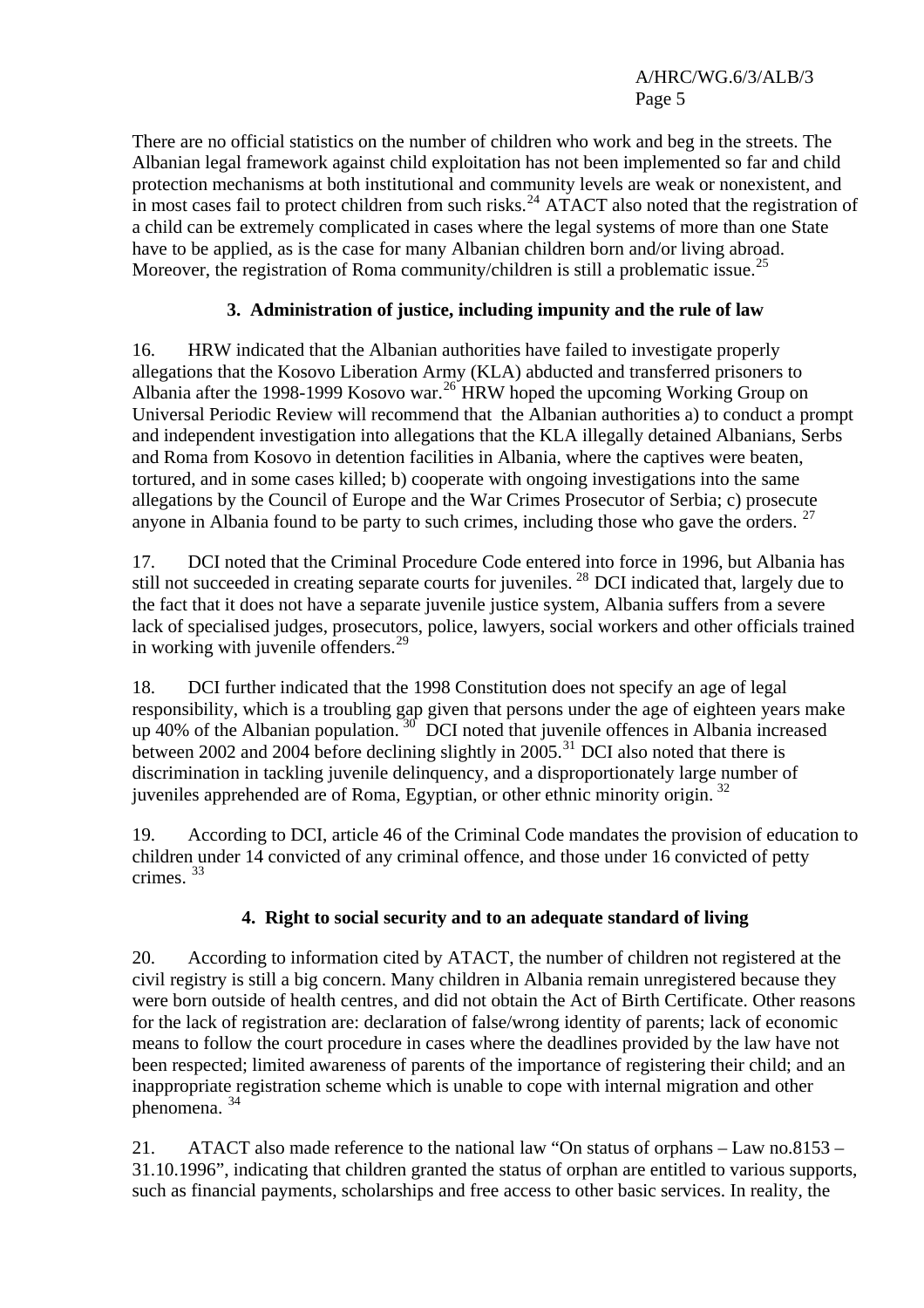There are no official statistics on the number of children who work and beg in the streets. The Albanian legal framework against child exploitation has not been implemented so far and child protection mechanisms at both institutional and community levels are weak or nonexistent, and in most cases fail to protect children from such risks.[24] ATACT also noted that the registration of a child can be extremely complicated in cases where the legal systems of more than one State have to be applied, as is the case for many Albanian children born and/or living abroad. Moreover, the registration of Roma community/children is still a problematic issue.[25]

### 3. Administration of justice, including impunity and the rule of law

16. HRW indicated that the Albanian authorities have failed to investigate properly allegations that the Kosovo Liberation Army (KLA) abducted and transferred prisoners to Albania after the 1998-1999 Kosovo war.[26] HRW hoped the upcoming Working Group on Universal Periodic Review will recommend that the Albanian authorities a) to conduct a prompt and independent investigation into allegations that the KLA illegally detained Albanians, Serbs and Roma from Kosovo in detention facilities in Albania, where the captives were beaten, tortured, and in some cases killed; b) cooperate with ongoing investigations into the same allegations by the Council of Europe and the War Crimes Prosecutor of Serbia; c) prosecute anyone in Albania found to be party to such crimes, including those who gave the orders. [27]

17. DCI noted that the Criminal Procedure Code entered into force in 1996, but Albania has still not succeeded in creating separate courts for juveniles. [28] DCI indicated that, largely due to the fact that it does not have a separate juvenile justice system, Albania suffers from a severe lack of specialised judges, prosecutors, police, lawyers, social workers and other officials trained in working with juvenile offenders.[29]

18. DCI further indicated that the 1998 Constitution does not specify an age of legal responsibility, which is a troubling gap given that persons under the age of eighteen years make up 40% of the Albanian population. [30] DCI noted that juvenile offences in Albania increased between 2002 and 2004 before declining slightly in 2005.[31] DCI also noted that there is discrimination in tackling juvenile delinquency, and a disproportionately large number of juveniles apprehended are of Roma, Egyptian, or other ethnic minority origin. [32]

19. According to DCI, article 46 of the Criminal Code mandates the provision of education to children under 14 convicted of any criminal offence, and those under 16 convicted of petty crimes. [33]

### 4. Right to social security and to an adequate standard of living

20. According to information cited by ATACT, the number of children not registered at the civil registry is still a big concern. Many children in Albania remain unregistered because they were born outside of health centres, and did not obtain the Act of Birth Certificate. Other reasons for the lack of registration are: declaration of false/wrong identity of parents; lack of economic means to follow the court procedure in cases where the deadlines provided by the law have not been respected; limited awareness of parents of the importance of registering their child; and an inappropriate registration scheme which is unable to cope with internal migration and other phenomena. [34]

21. ATACT also made reference to the national law "On status of orphans – Law no.8153 – 31.10.1996", indicating that children granted the status of orphan are entitled to various supports, such as financial payments, scholarships and free access to other basic services. In reality, the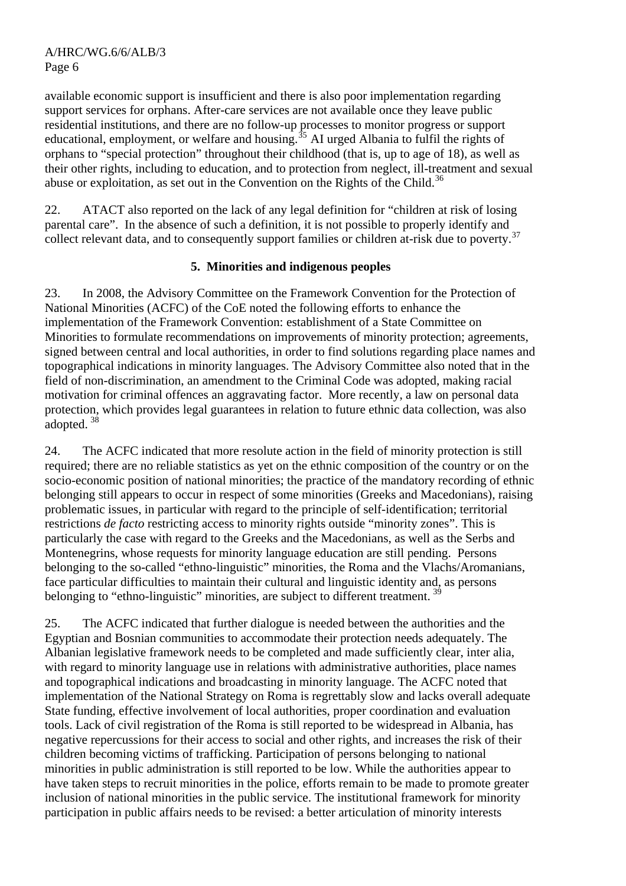available economic support is insufficient and there is also poor implementation regarding support services for orphans. After-care services are not available once they leave public residential institutions, and there are no follow-up processes to monitor progress or support educational, employment, or welfare and housing.[35] AI urged Albania to fulfil the rights of orphans to "special protection" throughout their childhood (that is, up to age of 18), as well as their other rights, including to education, and to protection from neglect, ill-treatment and sexual abuse or exploitation, as set out in the Convention on the Rights of the Child.[36]

22. ATACT also reported on the lack of any legal definition for "children at risk of losing parental care". In the absence of such a definition, it is not possible to properly identify and collect relevant data, and to consequently support families or children at-risk due to poverty.[37]

**5. Minorities and indigenous peoples**

23. In 2008, the Advisory Committee on the Framework Convention for the Protection of National Minorities (ACFC) of the CoE noted the following efforts to enhance the implementation of the Framework Convention: establishment of a State Committee on Minorities to formulate recommendations on improvements of minority protection; agreements, signed between central and local authorities, in order to find solutions regarding place names and topographical indications in minority languages. The Advisory Committee also noted that in the field of non-discrimination, an amendment to the Criminal Code was adopted, making racial motivation for criminal offences an aggravating factor. More recently, a law on personal data protection, which provides legal guarantees in relation to future ethnic data collection, was also adopted.[38]

24. The ACFC indicated that more resolute action in the field of minority protection is still required; there are no reliable statistics as yet on the ethnic composition of the country or on the socio-economic position of national minorities; the practice of the mandatory recording of ethnic belonging still appears to occur in respect of some minorities (Greeks and Macedonians), raising problematic issues, in particular with regard to the principle of self-identification; territorial restrictions *de facto* restricting access to minority rights outside "minority zones". This is particularly the case with regard to the Greeks and the Macedonians, as well as the Serbs and Montenegrins, whose requests for minority language education are still pending. Persons belonging to the so-called "ethno-linguistic" minorities, the Roma and the Vlachs/Aromanians, face particular difficulties to maintain their cultural and linguistic identity and, as persons belonging to "ethno-linguistic" minorities, are subject to different treatment.[39]

25. The ACFC indicated that further dialogue is needed between the authorities and the Egyptian and Bosnian communities to accommodate their protection needs adequately. The Albanian legislative framework needs to be completed and made sufficiently clear, inter alia, with regard to minority language use in relations with administrative authorities, place names and topographical indications and broadcasting in minority language. The ACFC noted that implementation of the National Strategy on Roma is regrettably slow and lacks overall adequate State funding, effective involvement of local authorities, proper coordination and evaluation tools. Lack of civil registration of the Roma is still reported to be widespread in Albania, has negative repercussions for their access to social and other rights, and increases the risk of their children becoming victims of trafficking. Participation of persons belonging to national minorities in public administration is still reported to be low. While the authorities appear to have taken steps to recruit minorities in the police, efforts remain to be made to promote greater inclusion of national minorities in the public service. The institutional framework for minority participation in public affairs needs to be revised: a better articulation of minority interests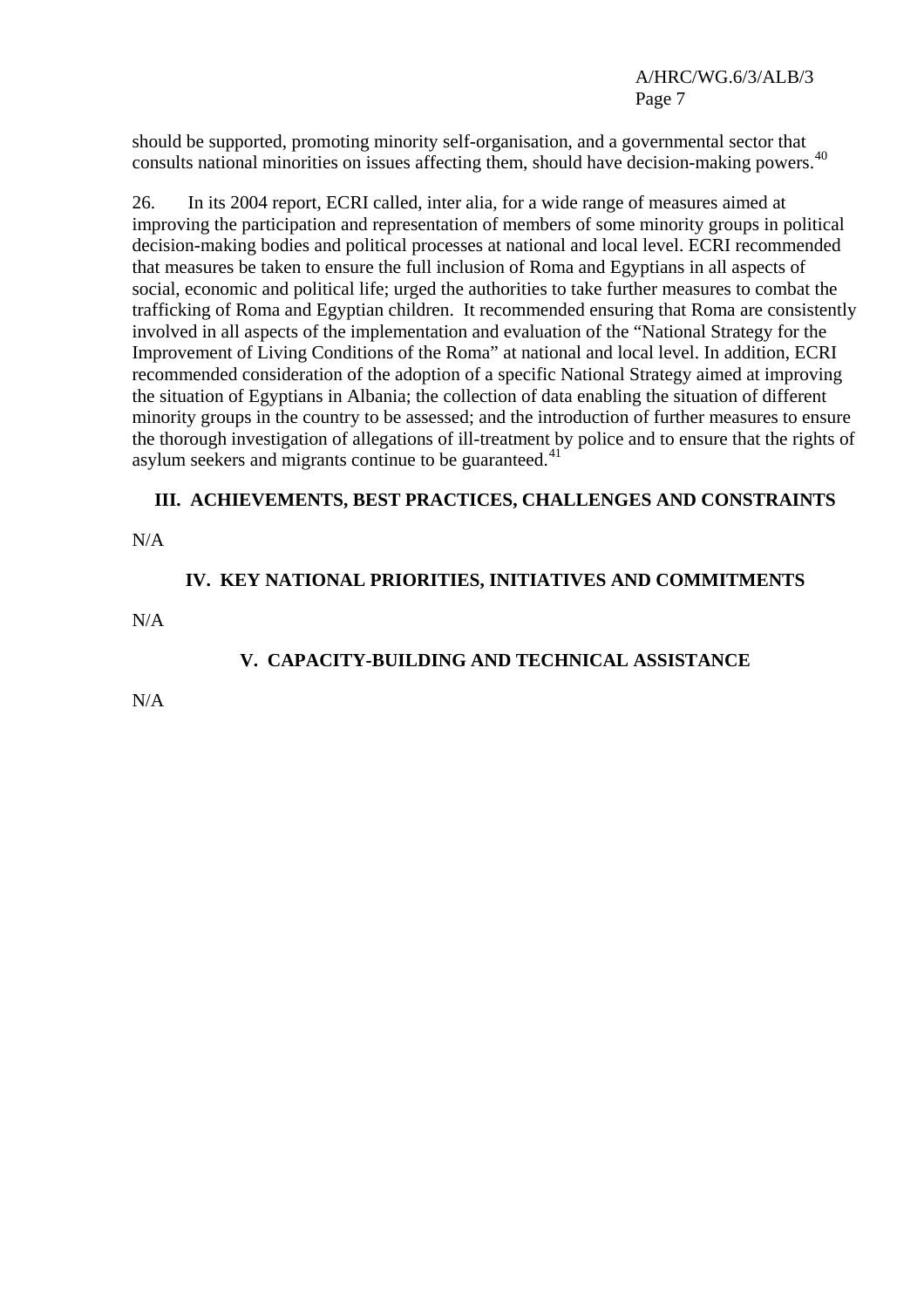should be supported, promoting minority self-organisation, and a governmental sector that consults national minorities on issues affecting them, should have decision-making powers.[40]

26. In its 2004 report, ECRI called, inter alia, for a wide range of measures aimed at improving the participation and representation of members of some minority groups in political decision-making bodies and political processes at national and local level. ECRI recommended that measures be taken to ensure the full inclusion of Roma and Egyptians in all aspects of social, economic and political life; urged the authorities to take further measures to combat the trafficking of Roma and Egyptian children. It recommended ensuring that Roma are consistently involved in all aspects of the implementation and evaluation of the "National Strategy for the Improvement of Living Conditions of the Roma" at national and local level. In addition, ECRI recommended consideration of the adoption of a specific National Strategy aimed at improving the situation of Egyptians in Albania; the collection of data enabling the situation of different minority groups in the country to be assessed; and the introduction of further measures to ensure the thorough investigation of allegations of ill-treatment by police and to ensure that the rights of asylum seekers and migrants continue to be guaranteed.[41]

## III. ACHIEVEMENTS, BEST PRACTICES, CHALLENGES AND CONSTRAINTS

N/A

## IV. KEY NATIONAL PRIORITIES, INITIATIVES AND COMMITMENTS

N/A

## V. CAPACITY-BUILDING AND TECHNICAL ASSISTANCE

N/A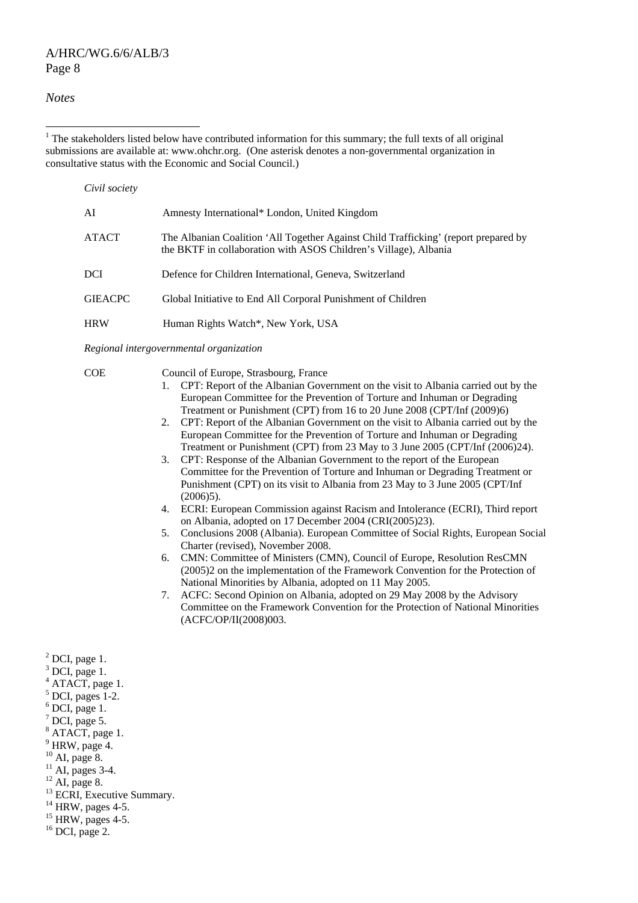*Notes*

[1] The stakeholders listed below have contributed information for this summary; the full texts of all original submissions are available at: www.ohchr.org. (One asterisk denotes a non-governmental organization in consultative status with the Economic and Social Council.)

*Civil society*

| | |
|---|---|
| AI | Amnesty International* London, United Kingdom |
| ATACT | The Albanian Coalition 'All Together Against Child Trafficking' (report prepared by the BKTF in collaboration with ASOS Children's Village), Albania |
| DCI | Defence for Children International, Geneva, Switzerland |
| GIEACPC | Global Initiative to End All Corporal Punishment of Children |
| HRW | Human Rights Watch*, New York, USA |

*Regional intergovernmental organization*

COE Council of Europe, Strasbourg, France

1. CPT: Report of the Albanian Government on the visit to Albania carried out by the European Committee for the Prevention of Torture and Inhuman or Degrading Treatment or Punishment (CPT) from 16 to 20 June 2008 (CPT/Inf (2009)6)
2. CPT: Report of the Albanian Government on the visit to Albania carried out by the European Committee for the Prevention of Torture and Inhuman or Degrading Treatment or Punishment (CPT) from 23 May to 3 June 2005 (CPT/Inf (2006)24).
3. CPT: Response of the Albanian Government to the report of the European Committee for the Prevention of Torture and Inhuman or Degrading Treatment or Punishment (CPT) on its visit to Albania from 23 May to 3 June 2005 (CPT/Inf (2006)5).
4. ECRI: European Commission against Racism and Intolerance (ECRI), Third report on Albania, adopted on 17 December 2004 (CRI(2005)23).
5. Conclusions 2008 (Albania). European Committee of Social Rights, European Social Charter (revised), November 2008.
6. CMN: Committee of Ministers (CMN), Council of Europe, Resolution ResCMN (2005)2 on the implementation of the Framework Convention for the Protection of National Minorities by Albania, adopted on 11 May 2005.
7. ACFC: Second Opinion on Albania, adopted on 29 May 2008 by the Advisory Committee on the Framework Convention for the Protection of National Minorities (ACFC/OP/II(2008)003.

[2] DCI, page 1.
[3] DCI, page 1.
[4] ATACT, page 1.
[5] DCI, pages 1-2.
[6] DCI, page 1.
[7] DCI, page 5.
[8] ATACT, page 1.
[9] HRW, page 4.
[10] AI, page 8.
[11] AI, pages 3-4.
[12] AI, page 8.
[13] ECRI, Executive Summary.
[14] HRW, pages 4-5.
[15] HRW, pages 4-5.
[16] DCI, page 2.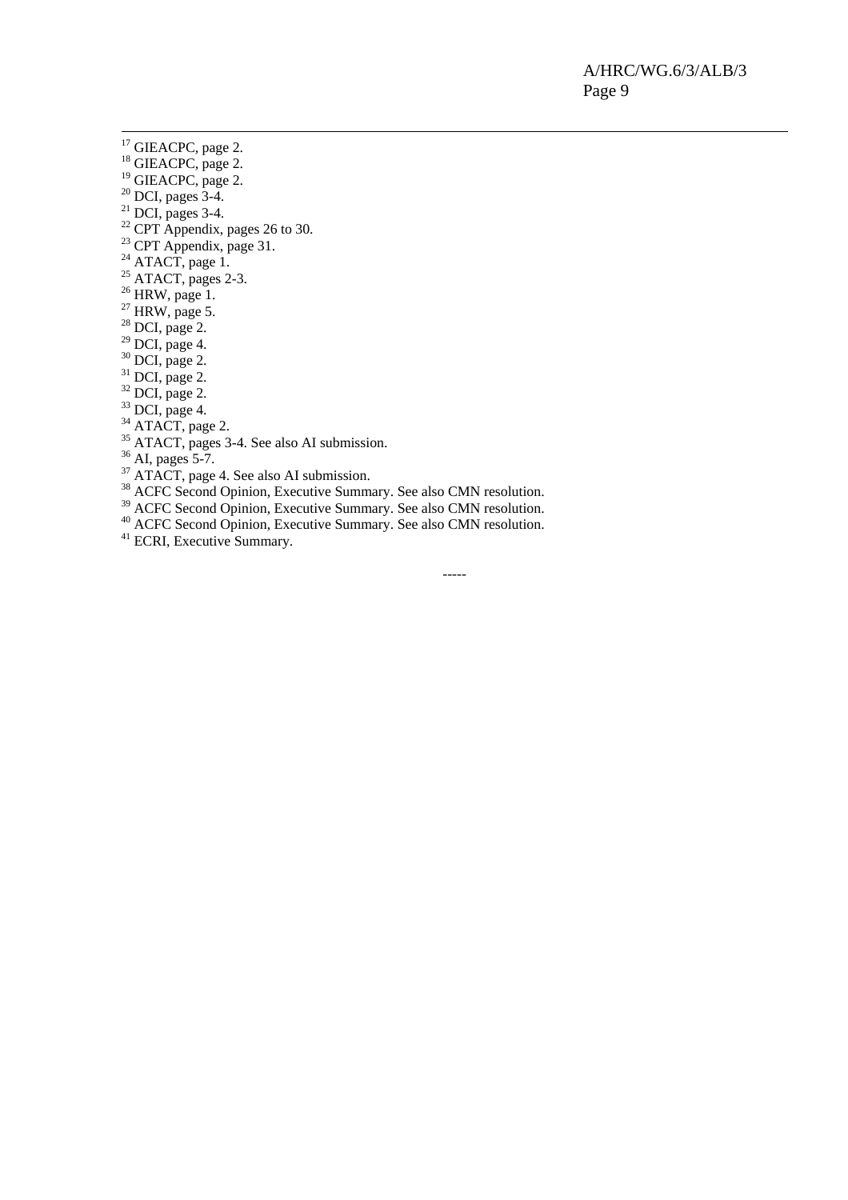[17] GIEACPC, page 2.
[18] GIEACPC, page 2.
[19] GIEACPC, page 2.
[20] DCI, pages 3-4.
[21] DCI, pages 3-4.
[22] CPT Appendix, pages 26 to 30.
[23] CPT Appendix, page 31.
[24] ATACT, page 1.
[25] ATACT, pages 2-3.
[26] HRW, page 1.
[27] HRW, page 5.
[28] DCI, page 2.
[29] DCI, page 4.
[30] DCI, page 2.
[31] DCI, page 2.
[32] DCI, page 2.
[33] DCI, page 4.
[34] ATACT, page 2.
[35] ATACT, pages 3-4. See also AI submission.
[36] AI, pages 5-7.
[37] ATACT, page 4. See also AI submission.
[38] ACFC Second Opinion, Executive Summary. See also CMN resolution.
[39] ACFC Second Opinion, Executive Summary. See also CMN resolution.
[40] ACFC Second Opinion, Executive Summary. See also CMN resolution.
[41] ECRI, Executive Summary.

-----